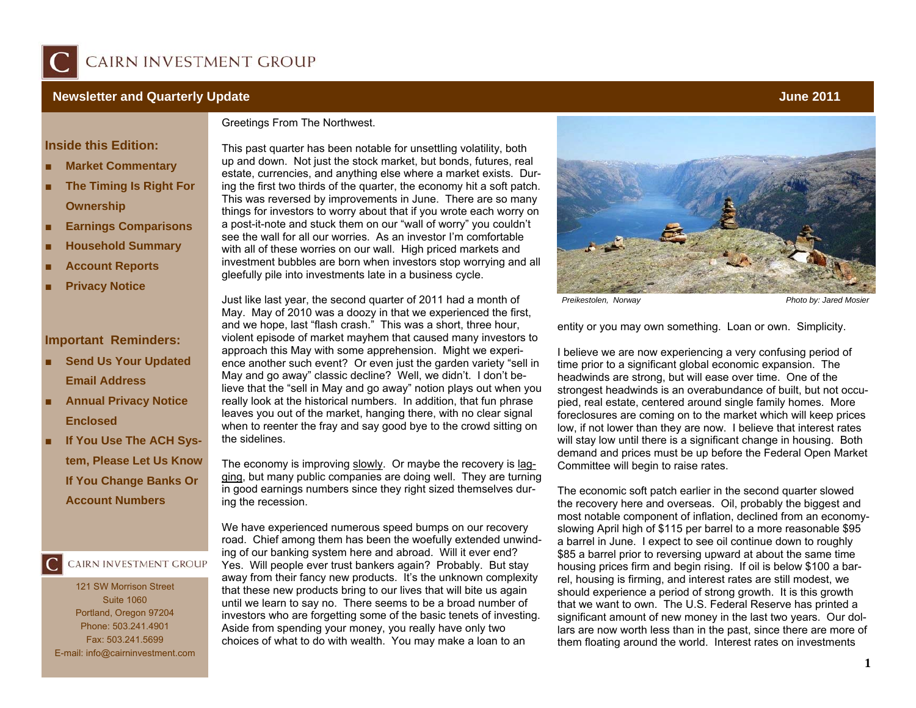# CAIRN INVESTMENT GROUP

## Newsletter and Quarterly Update — June 2011

### Inside this Edition:

- Market Commentary
- The Timing Is Right For Ownership
- Earnings Comparisons
- Household Summary
- Account Reports
- Privacy Notice

### Important Reminders:

- Send Us Your Updated Email Address
- Annual Privacy Notice Enclosed
- If You Use The ACH System, Please Let Us Know If You Change Banks Or Account Numbers

CAIRN INVESTMENT GROUP

121 SW Morrison Street
Suite 1060
Portland, Oregon 97204
Phone: 503.241.4901
Fax: 503.241.5699
E-mail: info@cairninvestment.com

Greetings From The Northwest.

This past quarter has been notable for unsettling volatility, both up and down. Not just the stock market, but bonds, futures, real estate, currencies, and anything else where a market exists. During the first two thirds of the quarter, the economy hit a soft patch. This was reversed by improvements in June. There are so many things for investors to worry about that if you wrote each worry on a post-it-note and stuck them on our "wall of worry" you couldn't see the wall for all our worries. As an investor I'm comfortable with all of these worries on our wall. High priced markets and investment bubbles are born when investors stop worrying and all gleefully pile into investments late in a business cycle.

Just like last year, the second quarter of 2011 had a month of May. May of 2010 was a doozy in that we experienced the first, and we hope, last "flash crash." This was a short, three hour, violent episode of market mayhem that caused many investors to approach this May with some apprehension. Might we experience another such event? Or even just the garden variety "sell in May and go away" classic decline? Well, we didn't. I don't believe that the "sell in May and go away" notion plays out when you really look at the historical numbers. In addition, that fun phrase leaves you out of the market, hanging there, with no clear signal when to reenter the fray and say good bye to the crowd sitting on the sidelines.

The economy is improving slowly. Or maybe the recovery is lagging, but many public companies are doing well. They are turning in good earnings numbers since they right sized themselves during the recession.

We have experienced numerous speed bumps on our recovery road. Chief among them has been the woefully extended unwinding of our banking system here and abroad. Will it ever end? Yes. Will people ever trust bankers again? Probably. But stay away from their fancy new products. It's the unknown complexity that these new products bring to our lives that will bite us again until we learn to say no. There seems to be a broad number of investors who are forgetting some of the basic tenets of investing. Aside from spending your money, you really have only two choices of what to do with wealth. You may make a loan to an entity or you may own something. Loan or own. Simplicity.

*Preikestolen, Norway* — *Photo by: Jared Mosier*

I believe we are now experiencing a very confusing period of time prior to a significant global economic expansion. The headwinds are strong, but will ease over time. One of the strongest headwinds is an overabundance of built, but not occupied, real estate, centered around single family homes. More foreclosures are coming on to the market which will keep prices low, if not lower than they are now. I believe that interest rates will stay low until there is a significant change in housing. Both demand and prices must be up before the Federal Open Market Committee will begin to raise rates.

The economic soft patch earlier in the second quarter slowed the recovery here and overseas. Oil, probably the biggest and most notable component of inflation, declined from an economy-slowing April high of $115 per barrel to a more reasonable $95 a barrel in June. I expect to see oil continue down to roughly $85 a barrel prior to reversing upward at about the same time housing prices firm and begin rising. If oil is below $100 a barrel, housing is firming, and interest rates are still modest, we should experience a period of strong growth. It is this growth that we want to own. The U.S. Federal Reserve has printed a significant amount of new money in the last two years. Our dollars are now worth less than in the past, since there are more of them floating around the world. Interest rates on investments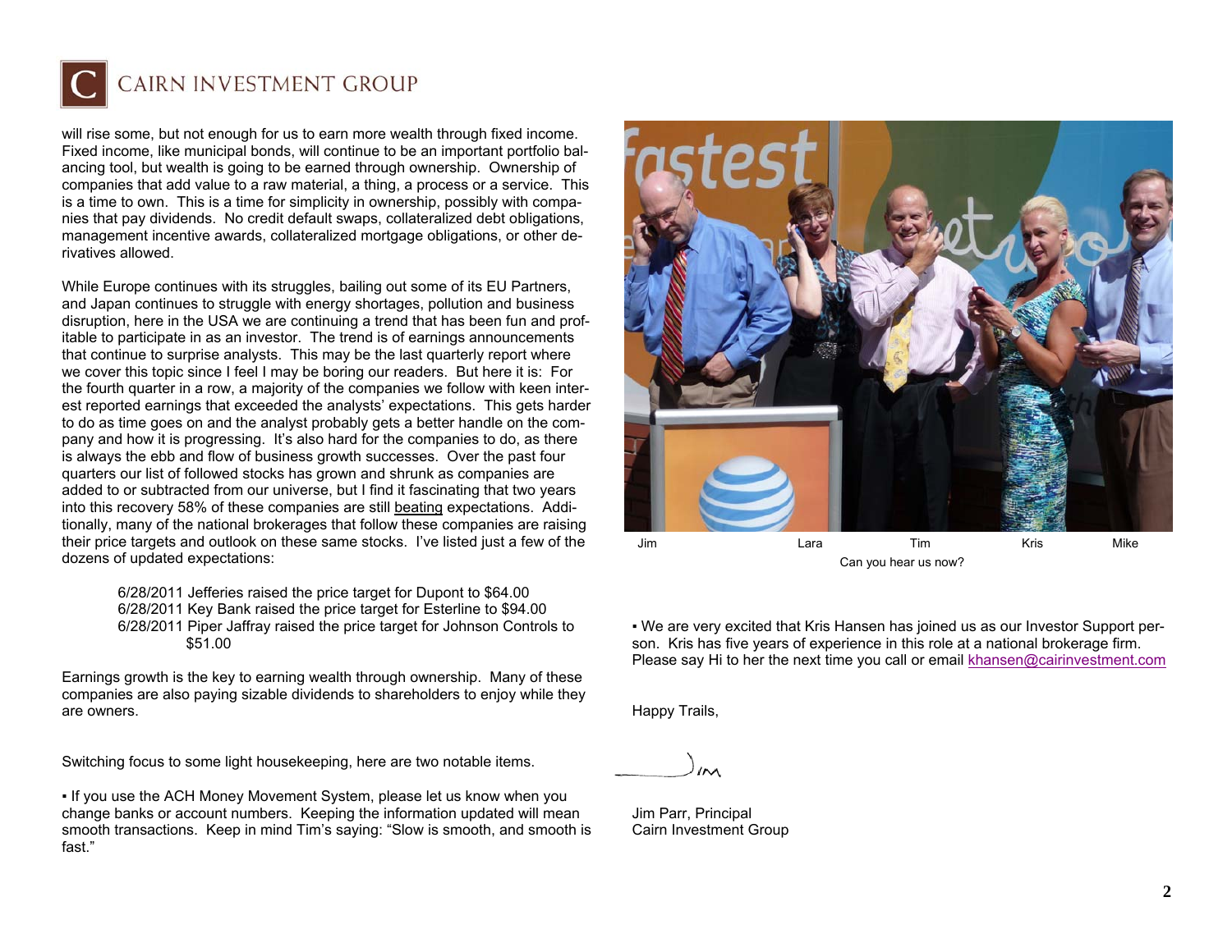will rise some, but not enough for us to earn more wealth through fixed income. Fixed income, like municipal bonds, will continue to be an important portfolio balancing tool, but wealth is going to be earned through ownership. Ownership of companies that add value to a raw material, a thing, a process or a service. This is a time to own. This is a time for simplicity in ownership, possibly with companies that pay dividends. No credit default swaps, collateralized debt obligations, management incentive awards, collateralized mortgage obligations, or other derivatives allowed.

While Europe continues with its struggles, bailing out some of its EU Partners, and Japan continues to struggle with energy shortages, pollution and business disruption, here in the USA we are continuing a trend that has been fun and profitable to participate in as an investor. The trend is of earnings announcements that continue to surprise analysts. This may be the last quarterly report where we cover this topic since I feel I may be boring our readers. But here it is: For the fourth quarter in a row, a majority of the companies we follow with keen interest reported earnings that exceeded the analysts' expectations. This gets harder to do as time goes on and the analyst probably gets a better handle on the company and how it is progressing. It's also hard for the companies to do, as there is always the ebb and flow of business growth successes. Over the past four quarters our list of followed stocks has grown and shrunk as companies are added to or subtracted from our universe, but I find it fascinating that two years into this recovery 58% of these companies are still beating expectations. Additionally, many of the national brokerages that follow these companies are raising their price targets and outlook on these same stocks. I've listed just a few of the dozens of updated expectations:

6/28/2011 Jefferies raised the price target for Dupont to $64.00
6/28/2011 Key Bank raised the price target for Esterline to $94.00
6/28/2011 Piper Jaffray raised the price target for Johnson Controls to $51.00

Earnings growth is the key to earning wealth through ownership. Many of these companies are also paying sizable dividends to shareholders to enjoy while they are owners.

Switching focus to some light housekeeping, here are two notable items.

- If you use the ACH Money Movement System, please let us know when you change banks or account numbers. Keeping the information updated will mean smooth transactions. Keep in mind Tim's saying: "Slow is smooth, and smooth is fast."

Jim Lara Tim Kris Mike

Can you hear us now?

- We are very excited that Kris Hansen has joined us as our Investor Support person. Kris has five years of experience in this role at a national brokerage firm. Please say Hi to her the next time you call or email khansen@cairinvestment.com

Happy Trails,

Jim

Jim Parr, Principal
Cairn Investment Group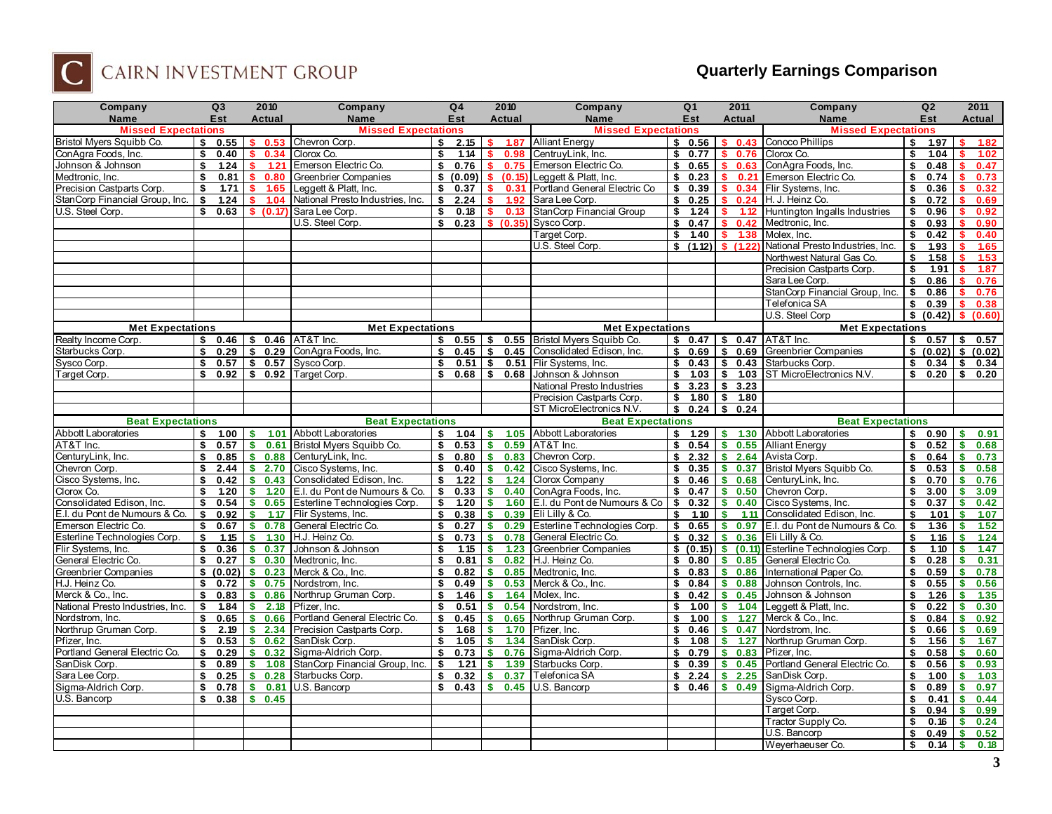CAIRN INVESTMENT GROUP

# Quarterly Earnings Comparison

| Company Name | Q3 Est | 2010 Actual | Company Name | Q4 Est | 2010 Actual | Company Name | Q1 Est | 2011 Actual | Company Name | Q2 Est | 2011 Actual |
|---|---|---|---|---|---|---|---|---|---|---|---|
| **Missed Expectations** | | | **Missed Expectations** | | | **Missed Expectations** | | | **Missed Expectations** | | |
| Bristol Myers Squibb Co. | $ 0.55 | $ 0.53 | Chevron Corp. | $ 2.15 | $ 1.87 | Alliant Energy | $ 0.56 | $ 0.43 | Conoco Phillips | $ 1.97 | $ 1.82 |
| ConAgra Foods, Inc. | $ 0.40 | $ 0.34 | Clorox Co. | $ 1.14 | $ 0.98 | CentruyLink, Inc. | $ 0.77 | $ 0.76 | Clorox Co. | $ 1.04 | $ 1.02 |
| Johnson & Johnson | $ 1.24 | $ 1.21 | Emerson Electric Co. | $ 0.76 | $ 0.75 | Emerson Electric Co. | $ 0.65 | $ 0.63 | ConAgra Foods, Inc. | $ 0.48 | $ 0.47 |
| Medtronic, Inc. | $ 0.81 | $ 0.80 | Greenbrier Companies | $ (0.09) | $ (0.15) | Leggett & Platt, Inc. | $ 0.23 | $ 0.21 | Emerson Electric Co. | $ 0.74 | $ 0.73 |
| Precision Castparts Corp. | $ 1.71 | $ 1.65 | Leggett & Platt, Inc. | $ 0.37 | $ 0.31 | Portland General Electric Co | $ 0.39 | $ 0.34 | Flir Systems, Inc. | $ 0.36 | $ 0.32 |
| StanCorp Financial Group, Inc. | $ 1.24 | $ 1.04 | National Presto Industries, Inc. | $ 2.24 | $ 1.92 | Sara Lee Corp. | $ 0.25 | $ 0.24 | H. J. Heinz Co. | $ 0.72 | $ 0.69 |
| U.S. Steel Corp. | $ 0.63 | $ (0.17) | Sara Lee Corp. | $ 0.18 | $ 0.13 | StanCorp Financial Group | $ 1.24 | $ 1.12 | Huntington Ingalls Industries | $ 0.96 | $ 0.92 |
| | | | U.S. Steel Corp. | $ 0.23 | $ (0.35) | Sysco Corp. | $ 0.47 | $ 0.42 | Medtronic, Inc. | $ 0.93 | $ 0.90 |
| | | | | | | Target Corp. | $ 1.40 | $ 1.38 | Molex, Inc. | $ 0.42 | $ 0.40 |
| | | | | | | U.S. Steel Corp. | $ (1.12) | $ (1.22) | National Presto Industries, Inc. | $ 1.93 | $ 1.65 |
| | | | | | | | | | Northwest Natural Gas Co. | $ 1.58 | $ 1.53 |
| | | | | | | | | | Precision Castparts Corp. | $ 1.91 | $ 1.87 |
| | | | | | | | | | Sara Lee Corp. | $ 0.86 | $ 0.76 |
| | | | | | | | | | StanCorp Financial Group, Inc. | $ 0.86 | $ 0.76 |
| | | | | | | | | | Telefonica SA | $ 0.39 | $ 0.38 |
| | | | | | | | | | U.S. Steel Corp | $ (0.42) | $ (0.60) |
| **Met Expectations** | | | **Met Expectations** | | | **Met Expectations** | | | **Met Expectations** | | |
| Realty Income Corp. | $ 0.46 | $ 0.46 | AT&T Inc. | $ 0.55 | $ 0.55 | Bristol Myers Squibb Co. | $ 0.47 | $ 0.47 | AT&T Inc. | $ 0.57 | $ 0.57 |
| Starbucks Corp. | $ 0.29 | $ 0.29 | ConAgra Foods, Inc. | $ 0.45 | $ 0.45 | Consolidated Edison, Inc. | $ 0.69 | $ 0.69 | Greenbrier Companies | $ (0.02) | $ (0.02) |
| Sysco Corp. | $ 0.57 | $ 0.57 | Sysco Corp. | $ 0.51 | $ 0.51 | Flir Systems, Inc. | $ 0.43 | $ 0.43 | Starbucks Corp. | $ 0.34 | $ 0.34 |
| Target Corp. | $ 0.92 | $ 0.92 | Target Corp. | $ 0.68 | $ 0.68 | Johnson & Johnson | $ 1.03 | $ 1.03 | ST MicroElectronics N.V. | $ 0.20 | $ 0.20 |
| | | | | | | National Presto Industries | $ 3.23 | $ 3.23 | | | |
| | | | | | | Precision Castparts Corp. | $ 1.80 | $ 1.80 | | | |
| | | | | | | ST MicroElectronics N.V. | $ 0.24 | $ 0.24 | | | |
| **Beat Expectations** | | | **Beat Expectations** | | | **Beat Expectations** | | | **Beat Expectations** | | |
| Abbott Laboratories | $ 1.00 | $ 1.01 | Abbott Laboratories | $ 1.04 | $ 1.05 | Abbott Laboratories | $ 1.29 | $ 1.30 | Abbott Laboratories | $ 0.90 | $ 0.91 |
| AT&T Inc. | $ 0.57 | $ 0.61 | Bristol Myers Squibb Co. | $ 0.53 | $ 0.59 | AT&T Inc. | $ 0.54 | $ 0.55 | Alliant Energy | $ 0.52 | $ 0.68 |
| CenturyLink, Inc. | $ 0.85 | $ 0.88 | CenturyLink, Inc. | $ 0.80 | $ 0.83 | Chevron Corp. | $ 2.32 | $ 2.64 | Avista Corp. | $ 0.64 | $ 0.73 |
| Chevron Corp. | $ 2.44 | $ 2.70 | Cisco Systems, Inc. | $ 0.40 | $ 0.42 | Cisco Systems, Inc. | $ 0.35 | $ 0.37 | Bristol Myers Squibb Co. | $ 0.53 | $ 0.58 |
| Cisco Systems, Inc. | $ 0.42 | $ 0.43 | Consolidated Edison, Inc. | $ 1.22 | $ 1.24 | Clorox Company | $ 0.46 | $ 0.68 | CenturyLink, Inc. | $ 0.70 | $ 0.76 |
| Clorox Co. | $ 1.20 | $ 1.20 | E.I. du Pont de Numours & Co. | $ 0.33 | $ 0.40 | ConAgra Foods, Inc. | $ 0.47 | $ 0.50 | Chevron Corp. | $ 3.00 | $ 3.09 |
| Consolidated Edison, Inc. | $ 0.54 | $ 0.65 | Esterline Technologies Corp. | $ 1.20 | $ 1.60 | E.I. du Pont de Numours & Co | $ 0.32 | $ 0.40 | Cisco Systems, Inc. | $ 0.37 | $ 0.42 |
| E.I. du Pont de Numours & Co. | $ 0.92 | $ 1.17 | Flir Systems, Inc. | $ 0.38 | $ 0.39 | Eli Lilly & Co. | $ 1.10 | $ 1.11 | Consolidated Edison, Inc. | $ 1.01 | $ 1.07 |
| Emerson Electric Co. | $ 0.67 | $ 0.78 | General Electric Co. | $ 0.27 | $ 0.29 | Esterline Technologies Corp. | $ 0.65 | $ 0.97 | E.I. du Pont de Numours & Co. | $ 1.36 | $ 1.52 |
| Esterline Technologies Corp. | $ 1.15 | $ 1.30 | H.J. Heinz Co. | $ 0.73 | $ 0.78 | General Electric Co. | $ 0.32 | $ 0.36 | Eli Lilly & Co. | $ 1.16 | $ 1.24 |
| Flir Systems, Inc. | $ 0.36 | $ 0.37 | Johnson & Johnson | $ 1.15 | $ 1.23 | Greenbrier Companies | $ (0.15) | $ (0.11) | Esterline Technologies Corp. | $ 1.10 | $ 1.47 |
| General Electric Co. | $ 0.27 | $ 0.30 | Medtronic, Inc. | $ 0.81 | $ 0.82 | H.J. Heinz Co. | $ 0.80 | $ 0.85 | General Electric Co. | $ 0.28 | $ 0.31 |
| Greenbrier Companies | $ (0.02) | $ 0.23 | Merck & Co., Inc. | $ 0.82 | $ 0.85 | Medtronic, Inc. | $ 0.83 | $ 0.86 | International Paper Co. | $ 0.59 | $ 0.78 |
| H.J. Heinz Co. | $ 0.72 | $ 0.75 | Nordstrom, Inc. | $ 0.49 | $ 0.53 | Merck & Co., Inc. | $ 0.84 | $ 0.88 | Johnson Controls, Inc. | $ 0.55 | $ 0.56 |
| Merck & Co., Inc. | $ 0.83 | $ 0.86 | Northrup Gruman Corp. | $ 1.46 | $ 1.64 | Molex, Inc. | $ 0.42 | $ 0.45 | Johnson & Johnson | $ 1.26 | $ 1.35 |
| National Presto Industries, Inc. | $ 1.84 | $ 2.18 | Pfizer, Inc. | $ 0.51 | $ 0.54 | Nordstrom, Inc. | $ 1.00 | $ 1.04 | Leggett & Platt, Inc. | $ 0.22 | $ 0.30 |
| Nordstrom, Inc. | $ 0.65 | $ 0.66 | Portland General Electric Co. | $ 0.45 | $ 0.65 | Northrup Gruman Corp. | $ 1.00 | $ 1.27 | Merck & Co., Inc. | $ 0.84 | $ 0.92 |
| Northrup Gruman Corp. | $ 2.19 | $ 2.34 | Precision Castparts Corp. | $ 1.68 | $ 1.70 | Pfizer, Inc. | $ 0.46 | $ 0.47 | Nordstrom, Inc. | $ 0.66 | $ 0.69 |
| Pfizer, Inc. | $ 0.53 | $ 0.62 | SanDisk Corp. | $ 1.05 | $ 1.34 | SanDisk Corp. | $ 1.08 | $ 1.27 | Northrup Gruman Corp. | $ 1.56 | $ 1.67 |
| Portland General Electric Co. | $ 0.29 | $ 0.32 | Sigma-Aldrich Corp. | $ 0.73 | $ 0.76 | Sigma-Aldrich Corp. | $ 0.79 | $ 0.83 | Pfizer, Inc. | $ 0.58 | $ 0.60 |
| SanDisk Corp. | $ 0.89 | $ 1.08 | StanCorp Financial Group, Inc. | $ 1.21 | $ 1.39 | Starbucks Corp. | $ 0.39 | $ 0.45 | Portland General Electric Co. | $ 0.56 | $ 0.93 |
| Sara Lee Corp. | $ 0.25 | $ 0.28 | Starbucks Corp. | $ 0.32 | $ 0.37 | Telefonica SA | $ 2.24 | $ 2.25 | SanDisk Corp. | $ 1.00 | $ 1.03 |
| Sigma-Aldrich Corp. | $ 0.78 | $ 0.81 | U.S. Bancorp | $ 0.43 | $ 0.45 | U.S. Bancorp | $ 0.46 | $ 0.49 | Sigma-Aldrich Corp. | $ 0.89 | $ 0.97 |
| U.S. Bancorp | $ 0.38 | $ 0.45 | | | | | | | Sysco Corp. | $ 0.41 | $ 0.44 |
| | | | | | | | | | Target Corp. | $ 0.94 | $ 0.99 |
| | | | | | | | | | Tractor Supply Co. | $ 0.16 | $ 0.24 |
| | | | | | | | | | U.S. Bancorp | $ 0.49 | $ 0.52 |
| | | | | | | | | | Weyerhaeuser Co. | $ 0.14 | $ 0.18 |